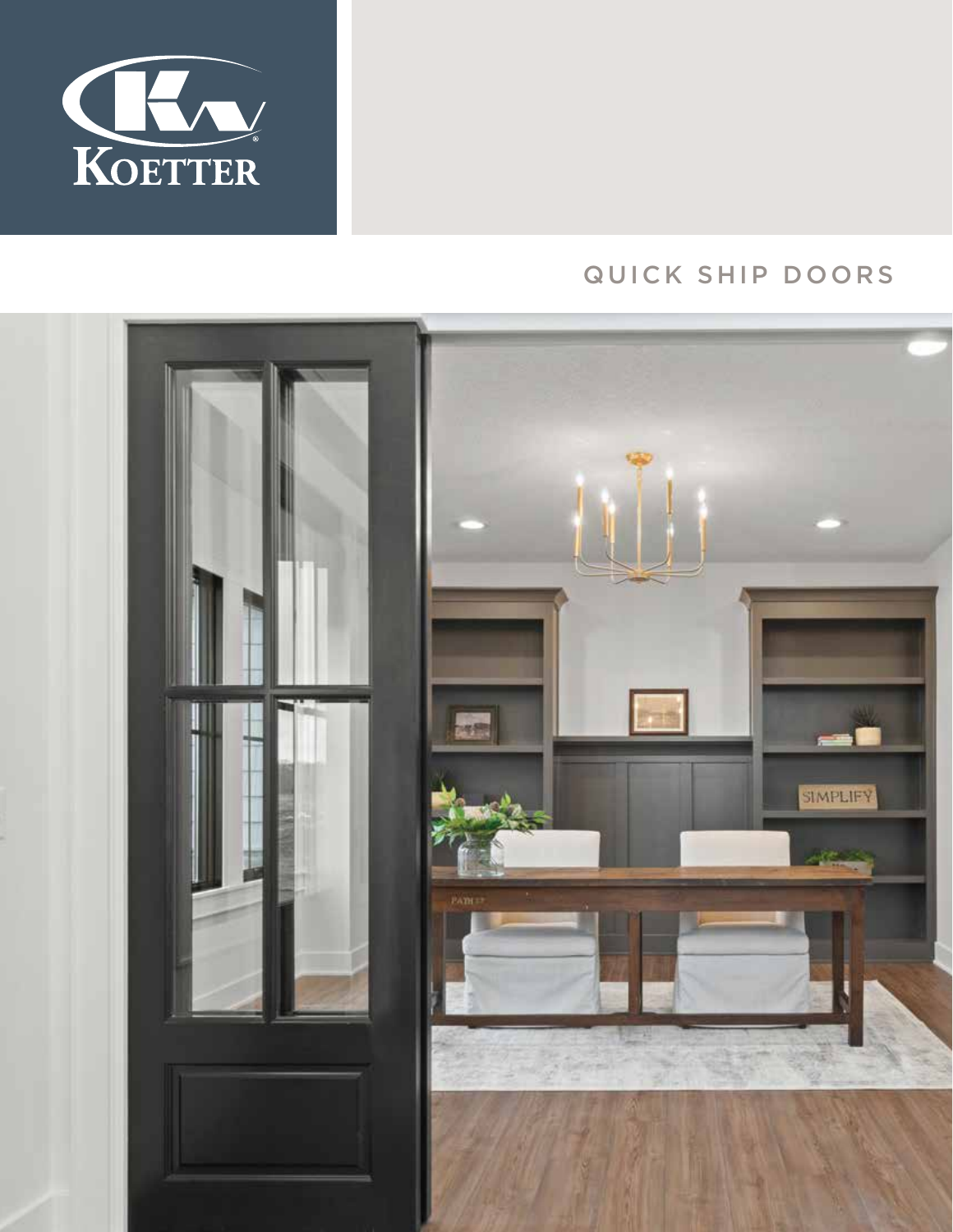KOETTER

# QUICK SHIP DOORS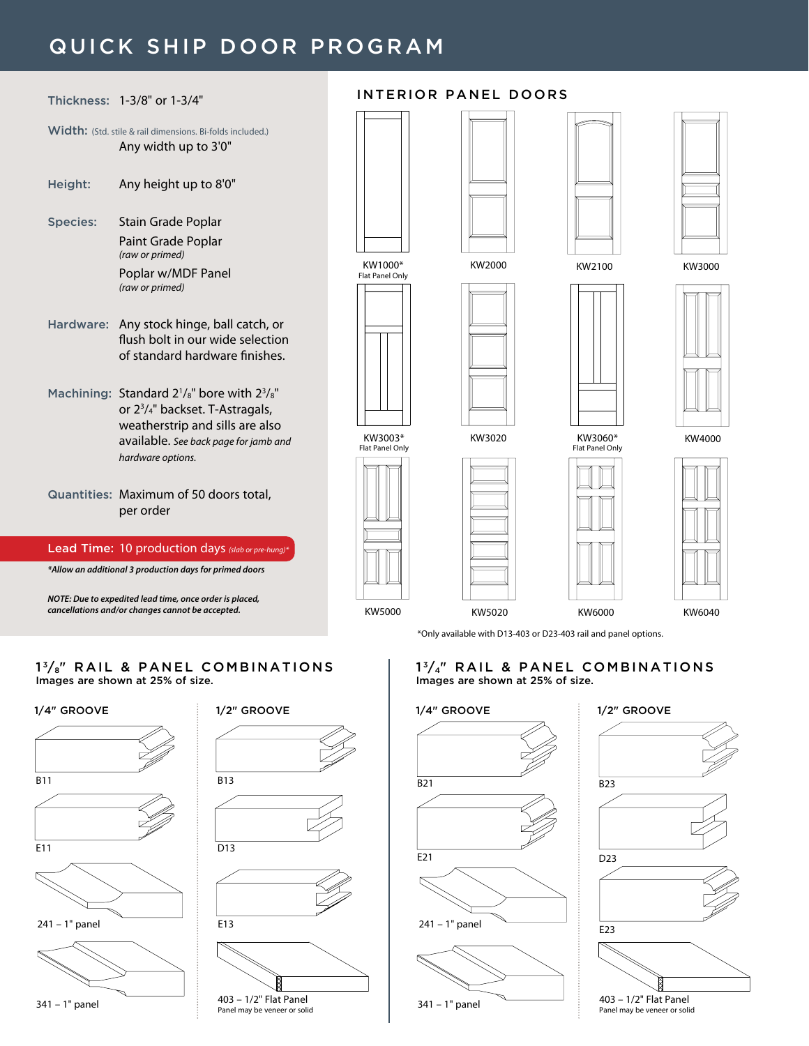# QUICK SHIP DOOR PROGRAM

**Thickness:** 1-3/8" or 1-3/4"

**Width:** (Std. stile & rail dimensions. Bi-folds included.)
Any width up to 3'0"

**Height:** Any height up to 8'0"

**Species:** Stain Grade Poplar
Paint Grade Poplar
*(raw or primed)*
Poplar w/MDF Panel
*(raw or primed)*

**Hardware:** Any stock hinge, ball catch, or flush bolt in our wide selection of standard hardware finishes.

**Machining:** Standard 2-1/8" bore with 2-3/8" or 2-3/4" backset. T-Astragals, weatherstrip and sills are also available. *See back page for jamb and hardware options.*

**Quantities:** Maximum of 50 doors total, per order

**Lead Time:** 10 production days *(slab or pre-hung)**

***Allow an additional 3 production days for primed doors***

***NOTE: Due to expedited lead time, once order is placed, cancellations and/or changes cannot be accepted.***

## INTERIOR PANEL DOORS

KW1000* Flat Panel Only

KW2000

KW2100

KW3000

KW3003* Flat Panel Only

KW3020

KW3060* Flat Panel Only

KW4000

KW5000

KW5020

KW6000

KW6040

*Only available with D13-403 or D23-403 rail and panel options.

## 1-3/8" RAIL & PANEL COMBINATIONS

Images are shown at 25% of size.

### 1/4" GROOVE

B11

E11

241 – 1" panel

341 – 1" panel

### 1/2" GROOVE

B13

D13

E13

403 – 1/2" Flat Panel
Panel may be veneer or solid

## 1-3/4" RAIL & PANEL COMBINATIONS

Images are shown at 25% of size.

### 1/4" GROOVE

B21

E21

241 – 1" panel

341 – 1" panel

### 1/2" GROOVE

B23

D23

E23

403 – 1/2" Flat Panel
Panel may be veneer or solid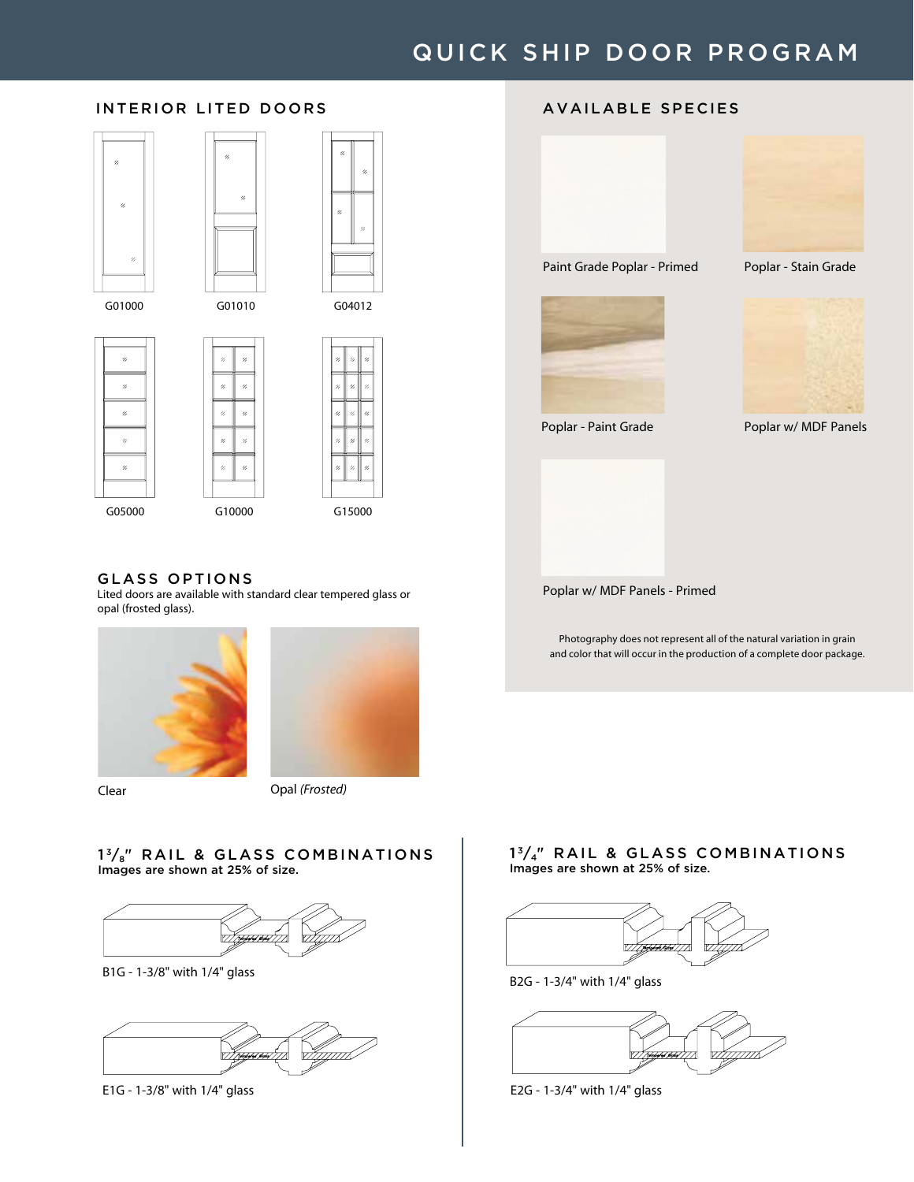# QUICK SHIP DOOR PROGRAM

## INTERIOR LITED DOORS

G01000

G01010

G04012

G05000

G10000

G15000

## GLASS OPTIONS

Lited doors are available with standard clear tempered glass or opal (frosted glass).

Clear

Opal *(Frosted)*

## AVAILABLE SPECIES

Paint Grade Poplar - Primed

Poplar - Stain Grade

Poplar - Paint Grade

Poplar w/ MDF Panels

Poplar w/ MDF Panels - Primed

Photography does not represent all of the natural variation in grain and color that will occur in the production of a complete door package.

## 1 3/8" RAIL & GLASS COMBINATIONS

**Images are shown at 25% of size.**

B1G - 1-3/8" with 1/4" glass

E1G - 1-3/8" with 1/4" glass

## 1 3/4" RAIL & GLASS COMBINATIONS

**Images are shown at 25% of size.**

B2G - 1-3/4" with 1/4" glass

E2G - 1-3/4" with 1/4" glass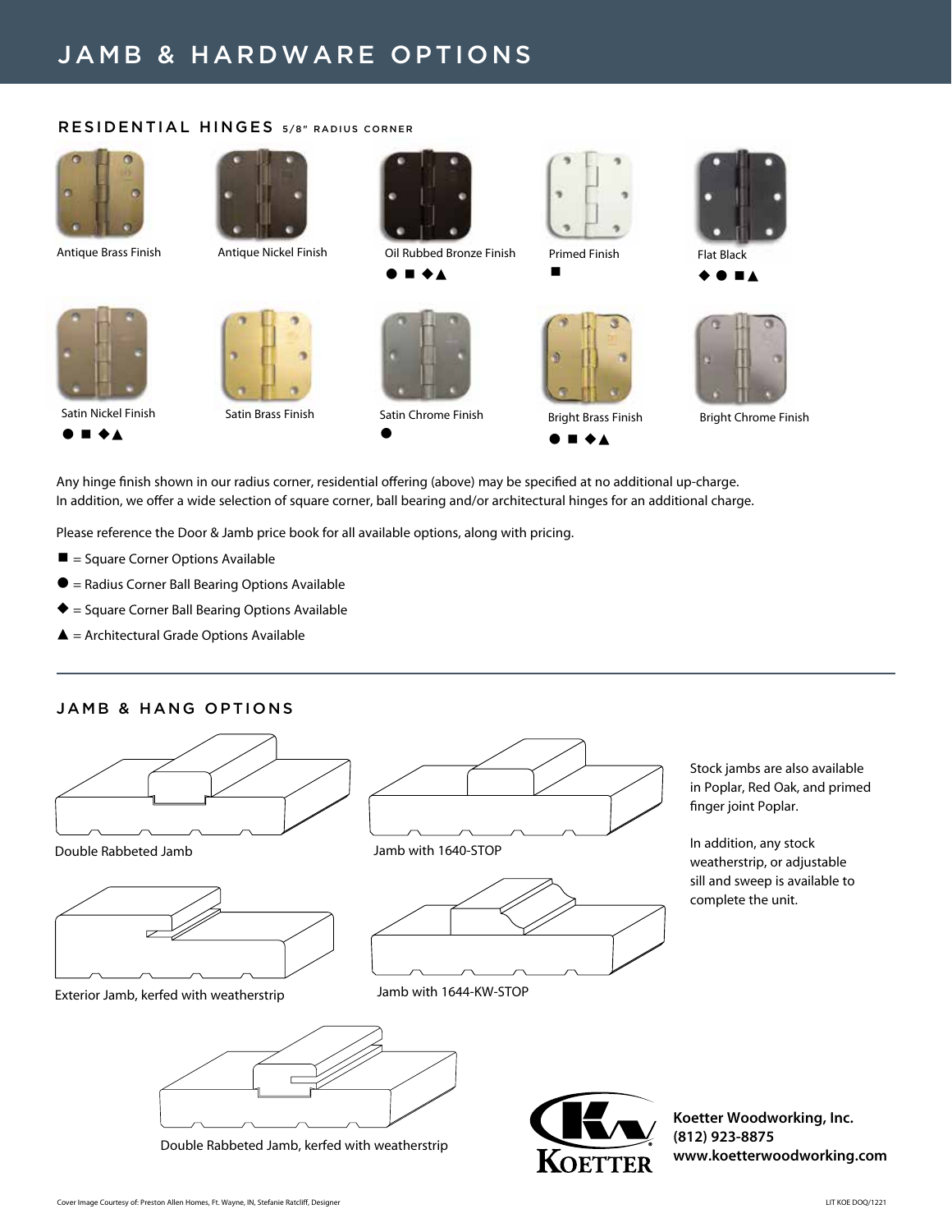# JAMB & HARDWARE OPTIONS

## RESIDENTIAL HINGES 5/8" RADIUS CORNER

Antique Brass Finish

Antique Nickel Finish

Oil Rubbed Bronze Finish
● ■ ◆▲

Primed Finish
■

Flat Black
◆ ● ■▲

Satin Nickel Finish
● ■ ◆▲

Satin Brass Finish

Satin Chrome Finish
●

Bright Brass Finish
● ■ ◆▲

Bright Chrome Finish

Any hinge finish shown in our radius corner, residential offering (above) may be specified at no additional up-charge.
In addition, we offer a wide selection of square corner, ball bearing and/or architectural hinges for an additional charge.

Please reference the Door & Jamb price book for all available options, along with pricing.

■ = Square Corner Options Available

● = Radius Corner Ball Bearing Options Available

◆ = Square Corner Ball Bearing Options Available

▲ = Architectural Grade Options Available

## JAMB & HANG OPTIONS

Double Rabbeted Jamb

Jamb with 1640-STOP

Exterior Jamb, kerfed with weatherstrip

Jamb with 1644-KW-STOP

Double Rabbeted Jamb, kerfed with weatherstrip

Stock jambs are also available in Poplar, Red Oak, and primed finger joint Poplar.

In addition, any stock weatherstrip, or adjustable sill and sweep is available to complete the unit.

KOETTER

**Koetter Woodworking, Inc.**
**(812) 923-8875**
**www.koetterwoodworking.com**

Cover Image Courtesy of: Preston Allen Homes, Ft. Wayne, IN, Stefanie Ratcliff, Designer

LIT KOE DOQ/1221